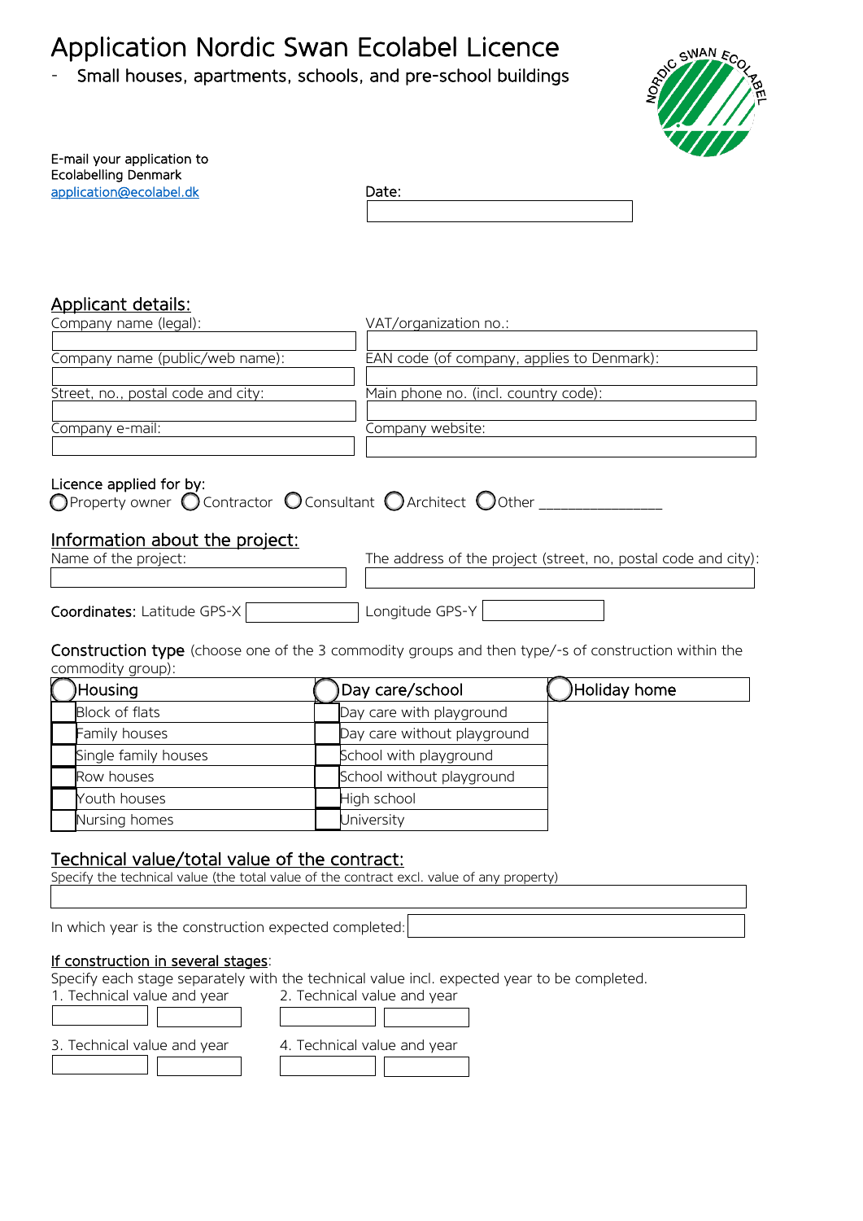# Application Nordic Swan Ecolabel Licence

- Small houses, apartments, schools, and pre-school buildings

E-mail your application to
Ecolabelling Denmark
application@ecolabel.dk

Date:

## Applicant details:

| Company name (legal): | VAT/organization no.: |
|---|---|
| | |
| Company name (public/web name): | EAN code (of company, applies to Denmark): |
| | |
| Street, no., postal code and city: | Main phone no. (incl. country code): |
| | |
| Company e-mail: | Company website: |
| | |

Licence applied for by:
○ Property owner ○ Contractor ○ Consultant ○ Architect ○ Other _______________

## Information about the project:

| Name of the project: | The address of the project (street, no, postal code and city): |
|---|---|
| | |

**Coordinates:** Latitude GPS-X ______ Longitude GPS-Y ______

**Construction type** (choose one of the 3 commodity groups and then type/-s of construction within the commodity group):

| ○ Housing | ○ Day care/school | ○ Holiday home |
|---|---|---|
| ☐ Block of flats | ☐ Day care with playground | |
| ☐ Family houses | ☐ Day care without playground | |
| ☐ Single family houses | ☐ School with playground | |
| ☐ Row houses | ☐ School without playground | |
| ☐ Youth houses | ☐ High school | |
| ☐ Nursing homes | ☐ University | |

## Technical value/total value of the contract:

Specify the technical value (the total value of the contract excl. value of any property)

In which year is the construction expected completed:

### If construction in several stages:

Specify each stage separately with the technical value incl. expected year to be completed.

| 1. Technical value and year | | 2. Technical value and year | |
|---|---|---|---|
| | | | |
| **3. Technical value and year** | | **4. Technical value and year** | |
| | | | |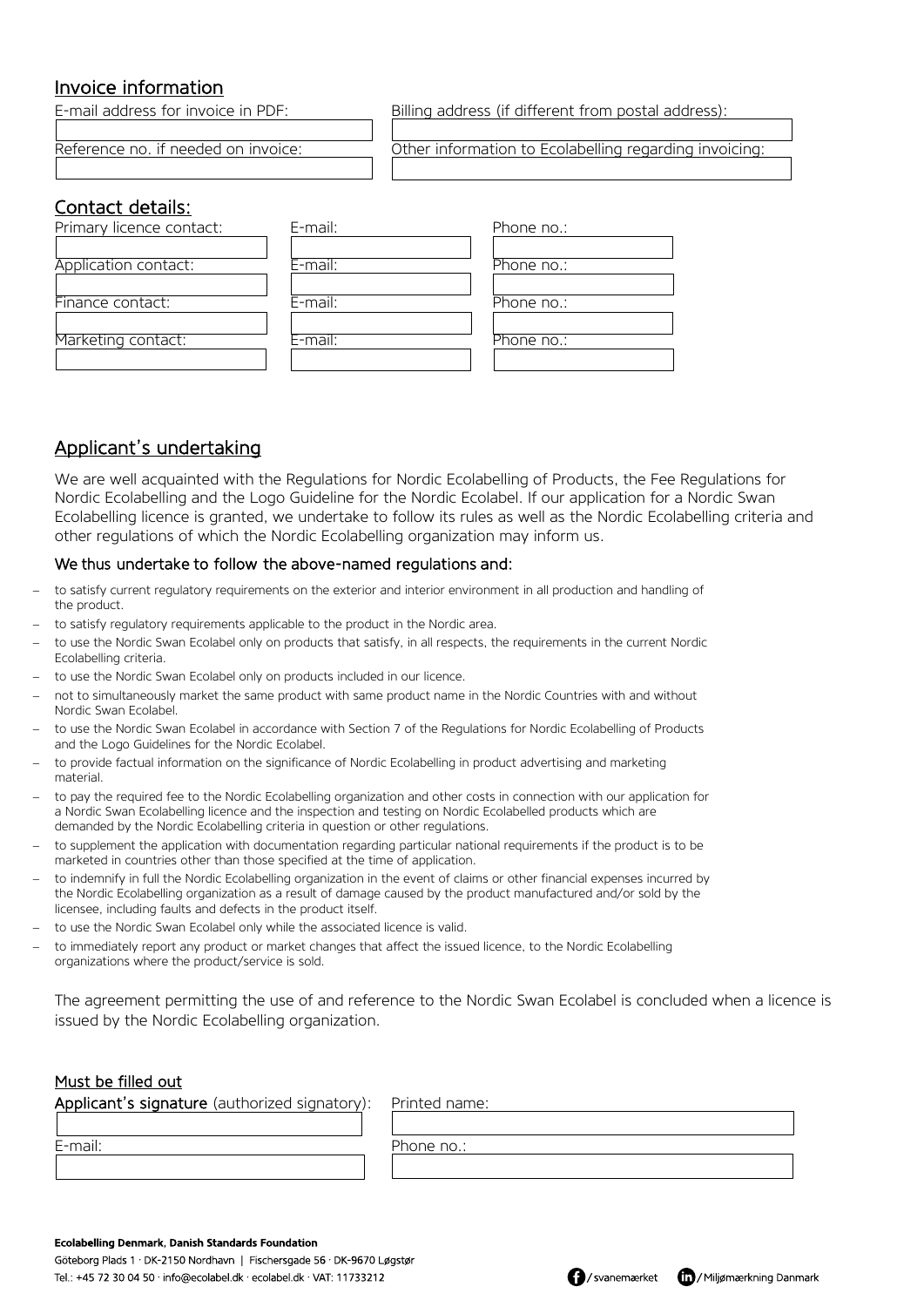## Invoice information

E-mail address for invoice in PDF:

Billing address (if different from postal address):

Reference no. if needed on invoice:

Other information to Ecolabelling regarding invoicing:

## Contact details:

| | | |
|---|---|---|
| Primary licence contact: | E-mail: | Phone no.: |
| Application contact: | E-mail: | Phone no.: |
| Finance contact: | E-mail: | Phone no.: |
| Marketing contact: | E-mail: | Phone no.: |

## Applicant's undertaking

We are well acquainted with the Regulations for Nordic Ecolabelling of Products, the Fee Regulations for Nordic Ecolabelling and the Logo Guideline for the Nordic Ecolabel. If our application for a Nordic Swan Ecolabelling licence is granted, we undertake to follow its rules as well as the Nordic Ecolabelling criteria and other regulations of which the Nordic Ecolabelling organization may inform us.

### We thus undertake to follow the above-named regulations and:

- to satisfy current regulatory requirements on the exterior and interior environment in all production and handling of the product.
- to satisfy regulatory requirements applicable to the product in the Nordic area.
- to use the Nordic Swan Ecolabel only on products that satisfy, in all respects, the requirements in the current Nordic Ecolabelling criteria.
- to use the Nordic Swan Ecolabel only on products included in our licence.
- not to simultaneously market the same product with same product name in the Nordic Countries with and without Nordic Swan Ecolabel.
- to use the Nordic Swan Ecolabel in accordance with Section 7 of the Regulations for Nordic Ecolabelling of Products and the Logo Guidelines for the Nordic Ecolabel.
- to provide factual information on the significance of Nordic Ecolabelling in product advertising and marketing material.
- to pay the required fee to the Nordic Ecolabelling organization and other costs in connection with our application for a Nordic Swan Ecolabelling licence and the inspection and testing on Nordic Ecolabelled products which are demanded by the Nordic Ecolabelling criteria in question or other regulations.
- to supplement the application with documentation regarding particular national requirements if the product is to be marketed in countries other than those specified at the time of application.
- to indemnify in full the Nordic Ecolabelling organization in the event of claims or other financial expenses incurred by the Nordic Ecolabelling organization as a result of damage caused by the product manufactured and/or sold by the licensee, including faults and defects in the product itself.
- to use the Nordic Swan Ecolabel only while the associated licence is valid.
- to immediately report any product or market changes that affect the issued licence, to the Nordic Ecolabelling organizations where the product/service is sold.

The agreement permitting the use of and reference to the Nordic Swan Ecolabel is concluded when a licence is issued by the Nordic Ecolabelling organization.

### Must be filled out

**Applicant's signature** (authorized signatory):

Printed name:

E-mail:

Phone no.:

**Ecolabelling Denmark, Danish Standards Foundation**
Göteborg Plads 1 · DK-2150 Nordhavn | Fischersgade 56 · DK-9670 Løgstør
Tel.: +45 72 30 04 50 · info@ecolabel.dk · ecolabel.dk · VAT: 11733212

/svanemærket /Miljømærkning Danmark